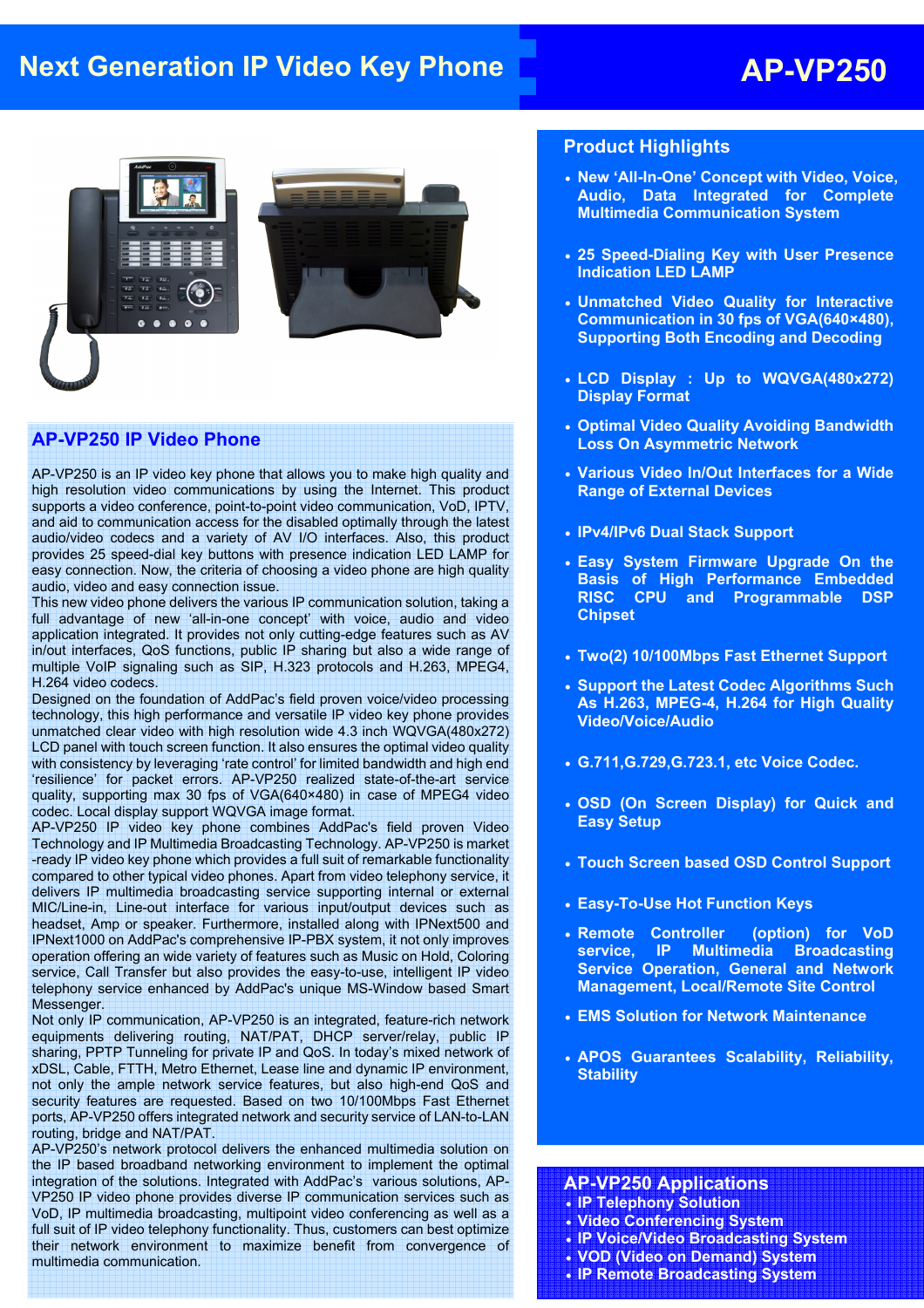# Next Generation IP Video Key Phone

# AP-VP250

## AP-VP250 IP Video Phone

AP-VP250 is an IP video key phone that allows you to make high quality and high resolution video communications by using the Internet. This product supports a video conference, point-to-point video communication, VoD, IPTV, and aid to communication access for the disabled optimally through the latest audio/video codecs and a variety of AV I/O interfaces. Also, this product provides 25 speed-dial key buttons with presence indication LED LAMP for easy connection. Now, the criteria of choosing a video phone are high quality audio, video and easy connection issue.

This new video phone delivers the various IP communication solution, taking a full advantage of new 'all-in-one concept' with voice, audio and video application integrated. It provides not only cutting-edge features such as AV in/out interfaces, QoS functions, public IP sharing but also a wide range of multiple VoIP signaling such as SIP, H.323 protocols and H.263, MPEG4, H.264 video codecs.

Designed on the foundation of AddPac's field proven voice/video processing technology, this high performance and versatile IP video key phone provides unmatched clear video with high resolution wide 4.3 inch WQVGA(480x272) LCD panel with touch screen function. It also ensures the optimal video quality with consistency by leveraging 'rate control' for limited bandwidth and high end 'resilience' for packet errors. AP-VP250 realized state-of-the-art service quality, supporting max 30 fps of VGA(640×480) in case of MPEG4 video codec. Local display support WQVGA image format.

AP-VP250 IP video key phone combines AddPac's field proven Video Technology and IP Multimedia Broadcasting Technology. AP-VP250 is market -ready IP video key phone which provides a full suit of remarkable functionality compared to other typical video phones. Apart from video telephony service, it delivers IP multimedia broadcasting service supporting internal or external MIC/Line-in, Line-out interface for various input/output devices such as headset, Amp or speaker. Furthermore, installed along with IPNext500 and IPNext1000 on AddPac's comprehensive IP-PBX system, it not only improves operation offering an wide variety of features such as Music on Hold, Coloring service, Call Transfer but also provides the easy-to-use, intelligent IP video telephony service enhanced by AddPac's unique MS-Window based Smart Messenger.

Not only IP communication, AP-VP250 is an integrated, feature-rich network equipments delivering routing, NAT/PAT, DHCP server/relay, public IP sharing, PPTP Tunneling for private IP and QoS. In today's mixed network of xDSL, Cable, FTTH, Metro Ethernet, Lease line and dynamic IP environment, not only the ample network service features, but also high-end QoS and security features are requested. Based on two 10/100Mbps Fast Ethernet ports, AP-VP250 offers integrated network and security service of LAN-to-LAN routing, bridge and NAT/PAT.

AP-VP250's network protocol delivers the enhanced multimedia solution on the IP based broadband networking environment to implement the optimal integration of the solutions. Integrated with AddPac's various solutions, AP-VP250 IP video phone provides diverse IP communication services such as VoD, IP multimedia broadcasting, multipoint video conferencing as well as a full suit of IP video telephony functionality. Thus, customers can best optimize their network environment to maximize benefit from convergence of multimedia communication.

## Product Highlights

- New 'All-In-One' Concept with Video, Voice, Audio, Data Integrated for Complete Multimedia Communication System
- 25 Speed-Dialing Key with User Presence Indication LED LAMP
- Unmatched Video Quality for Interactive Communication in 30 fps of VGA(640×480), Supporting Both Encoding and Decoding
- LCD Display : Up to WQVGA(480x272) Display Format
- Optimal Video Quality Avoiding Bandwidth Loss On Asymmetric Network
- Various Video In/Out Interfaces for a Wide Range of External Devices
- IPv4/IPv6 Dual Stack Support
- Easy System Firmware Upgrade On the Basis of High Performance Embedded RISC CPU and Programmable DSP Chipset
- Two(2) 10/100Mbps Fast Ethernet Support
- Support the Latest Codec Algorithms Such As H.263, MPEG-4, H.264 for High Quality Video/Voice/Audio
- G.711,G.729,G.723.1, etc Voice Codec.
- OSD (On Screen Display) for Quick and Easy Setup
- Touch Screen based OSD Control Support
- Easy-To-Use Hot Function Keys
- Remote Controller (option) for VoD service, IP Multimedia Broadcasting Service Operation, General and Network Management, Local/Remote Site Control
- EMS Solution for Network Maintenance
- APOS Guarantees Scalability, Reliability, Stability

## AP-VP250 Applications

- IP Telephony Solution
- Video Conferencing System
- IP Voice/Video Broadcasting System
- VOD (Video on Demand) System
- IP Remote Broadcasting System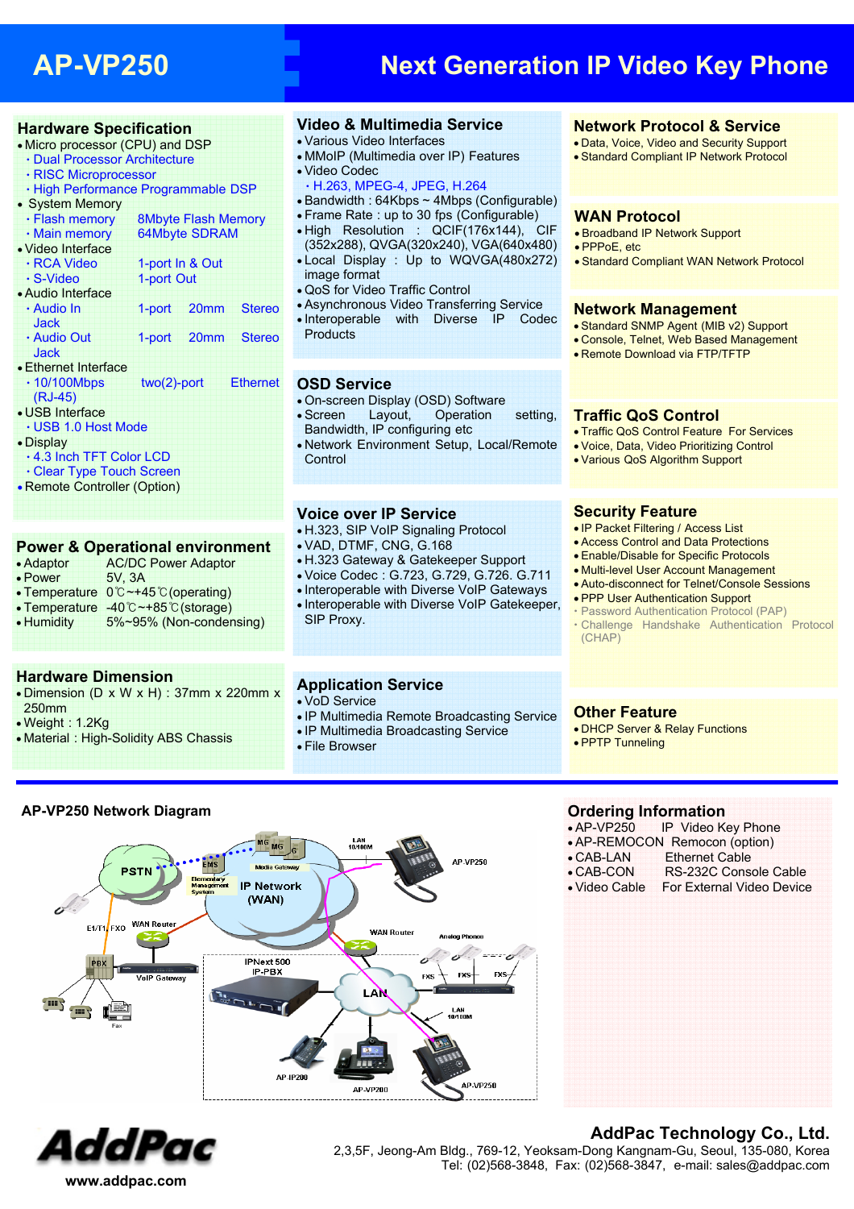# AP-VP250

# Next Generation IP Video Key Phone

## Hardware Specification

- Micro processor (CPU) and DSP
  - Dual Processor Architecture
  - RISC Microprocessor
  - High Performance Programmable DSP
- System Memory
  - Flash memory 8Mbyte Flash Memory
  - Main memory 64Mbyte SDRAM
- Video Interface
  - RCA Video 1-port In & Out
  - S-Video 1-port Out
- Audio Interface
  - Audio In Jack 1-port 20mm Stereo
  - Audio Out Jack 1-port 20mm Stereo
- Ethernet Interface
  - 10/100Mbps (RJ-45) two(2)-port Ethernet
- USB Interface
  - USB 1.0 Host Mode
- Display
  - 4.3 Inch TFT Color LCD
  - Clear Type Touch Screen
- Remote Controller (Option)

## Power & Operational environment

- Adaptor AC/DC Power Adaptor
- Power 5V, 3A
- Temperature 0℃~+45℃(operating)
- Temperature -40℃~+85℃(storage)
- Humidity 5%~95% (Non-condensing)

## Hardware Dimension

- Dimension (D x W x H) : 37mm x 220mm x 250mm
- Weight : 1.2Kg
- Material : High-Solidity ABS Chassis

## Video & Multimedia Service

- Various Video Interfaces
- MMoIP (Multimedia over IP) Features
- Video Codec
  - H.263, MPEG-4, JPEG, H.264
- Bandwidth : 64Kbps ~ 4Mbps (Configurable)
- Frame Rate : up to 30 fps (Configurable)
- High Resolution : QCIF(176x144), CIF (352x288), QVGA(320x240), VGA(640x480)
- Local Display : Up to WQVGA(480x272) image format
- QoS for Video Traffic Control
- Asynchronous Video Transferring Service
- Interoperable with Diverse IP Codec Products

## OSD Service

- On-screen Display (OSD) Software
- Screen Layout, Operation setting, Bandwidth, IP configuring etc
- Network Environment Setup, Local/Remote Control

## Voice over IP Service

- H.323, SIP VoIP Signaling Protocol
- VAD, DTMF, CNG, G.168
- H.323 Gateway & Gatekeeper Support
- Voice Codec : G.723, G.729, G.726. G.711
- Interoperable with Diverse VoIP Gateways
- Interoperable with Diverse VoIP Gatekeeper, SIP Proxy.

## Application Service

- VoD Service
- IP Multimedia Remote Broadcasting Service
- IP Multimedia Broadcasting Service
- File Browser

## Network Protocol & Service

- Data, Voice, Video and Security Support
- Standard Compliant IP Network Protocol

## WAN Protocol

- Broadband IP Network Support
- PPPoE, etc
- Standard Compliant WAN Network Protocol

## Network Management

- Standard SNMP Agent (MIB v2) Support
- Console, Telnet, Web Based Management
- Remote Download via FTP/TFTP

## Traffic QoS Control

- Traffic QoS Control Feature For Services
- Voice, Data, Video Prioritizing Control
- Various QoS Algorithm Support

## Security Feature

- IP Packet Filtering / Access List
- Access Control and Data Protections
- Enable/Disable for Specific Protocols
- Multi-level User Account Management
- Auto-disconnect for Telnet/Console Sessions
- PPP User Authentication Support
  - Password Authentication Protocol (PAP)
  - Challenge Handshake Authentication Protocol (CHAP)

## Other Feature

- DHCP Server & Relay Functions
- PPTP Tunneling

## AP-VP250 Network Diagram

PSTN
EMS
Elementary Management System
MG
Media Gateway
IP Network (WAN)
LAN 10/100M
AP-VP250
E1/T1, FXO
WAN Router
PBX
VoIP Gateway
Fax
WAN Router
Analog Phones
IPNext 500 IP-PBX
LAN
FXS
FXS
FXS
LAN 10/100M
AP-IP200
AP-VP200
AP-VP250

## Ordering Information

- AP-VP250 IP Video Key Phone
- AP-REMOCON Remocon (option)
- CAB-LAN Ethernet Cable
- CAB-CON RS-232C Console Cable
- Video Cable For External Video Device

AddPac
www.addpac.com

**AddPac Technology Co., Ltd.**
2,3,5F, Jeong-Am Bldg., 769-12, Yeoksam-Dong Kangnam-Gu, Seoul, 135-080, Korea
Tel: (02)568-3848, Fax: (02)568-3847, e-mail: sales@addpac.com